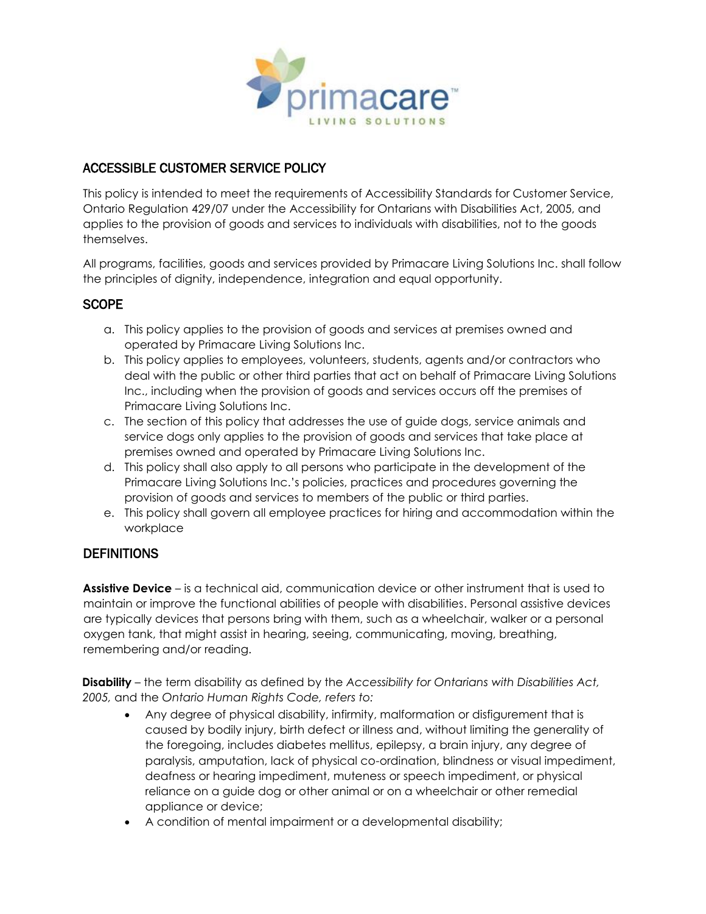# ACCESSIBLE CUSTOMER SERVICE POLICY

This policy is intended to meet the requirements of Accessibility Standards for Customer Service, Ontario Regulation 429/07 under the Accessibility for Ontarians with Disabilities Act, 2005, and applies to the provision of goods and services to individuals with disabilities, not to the goods themselves.

All programs, facilities, goods and services provided by Primacare Living Solutions Inc. shall follow the principles of dignity, independence, integration and equal opportunity.

## SCOPE

a. This policy applies to the provision of goods and services at premises owned and operated by Primacare Living Solutions Inc.
b. This policy applies to employees, volunteers, students, agents and/or contractors who deal with the public or other third parties that act on behalf of Primacare Living Solutions Inc., including when the provision of goods and services occurs off the premises of Primacare Living Solutions Inc.
c. The section of this policy that addresses the use of guide dogs, service animals and service dogs only applies to the provision of goods and services that take place at premises owned and operated by Primacare Living Solutions Inc.
d. This policy shall also apply to all persons who participate in the development of the Primacare Living Solutions Inc.'s policies, practices and procedures governing the provision of goods and services to members of the public or third parties.
e. This policy shall govern all employee practices for hiring and accommodation within the workplace

## DEFINITIONS

**Assistive Device** – is a technical aid, communication device or other instrument that is used to maintain or improve the functional abilities of people with disabilities. Personal assistive devices are typically devices that persons bring with them, such as a wheelchair, walker or a personal oxygen tank, that might assist in hearing, seeing, communicating, moving, breathing, remembering and/or reading.

**Disability** – the term disability as defined by the *Accessibility for Ontarians with Disabilities Act, 2005,* and the *Ontario Human Rights Code, refers to:*

- Any degree of physical disability, infirmity, malformation or disfigurement that is caused by bodily injury, birth defect or illness and, without limiting the generality of the foregoing, includes diabetes mellitus, epilepsy, a brain injury, any degree of paralysis, amputation, lack of physical co-ordination, blindness or visual impediment, deafness or hearing impediment, muteness or speech impediment, or physical reliance on a guide dog or other animal or on a wheelchair or other remedial appliance or device;
- A condition of mental impairment or a developmental disability;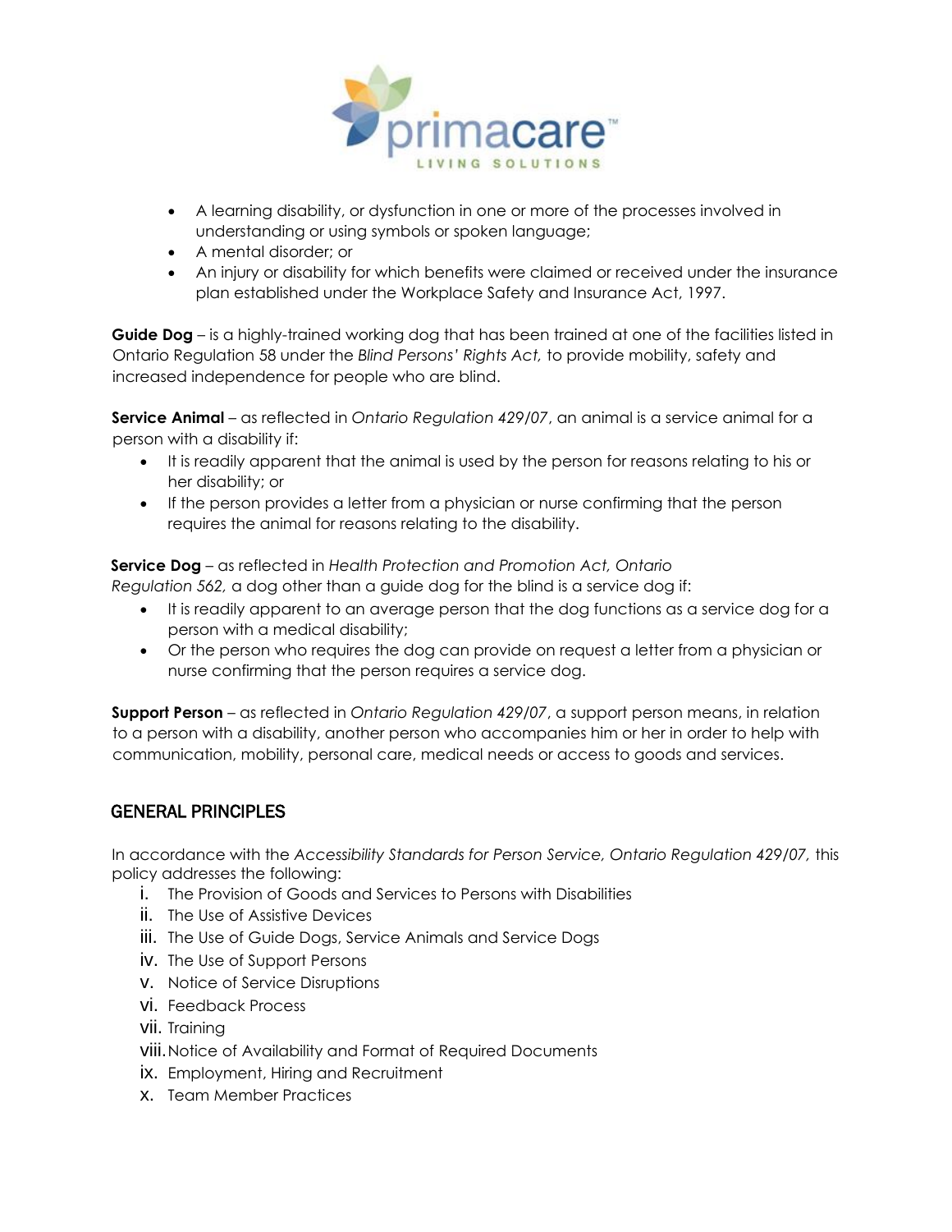- A learning disability, or dysfunction in one or more of the processes involved in understanding or using symbols or spoken language;
- A mental disorder; or
- An injury or disability for which benefits were claimed or received under the insurance plan established under the Workplace Safety and Insurance Act, 1997.

**Guide Dog** – is a highly-trained working dog that has been trained at one of the facilities listed in Ontario Regulation 58 under the *Blind Persons' Rights Act,* to provide mobility, safety and increased independence for people who are blind.

**Service Animal** – as reflected in *Ontario Regulation 429/07*, an animal is a service animal for a person with a disability if:

- It is readily apparent that the animal is used by the person for reasons relating to his or her disability; or
- If the person provides a letter from a physician or nurse confirming that the person requires the animal for reasons relating to the disability.

**Service Dog** – as reflected in *Health Protection and Promotion Act, Ontario Regulation 562,* a dog other than a guide dog for the blind is a service dog if:

- It is readily apparent to an average person that the dog functions as a service dog for a person with a medical disability;
- Or the person who requires the dog can provide on request a letter from a physician or nurse confirming that the person requires a service dog.

**Support Person** – as reflected in *Ontario Regulation 429/07*, a support person means, in relation to a person with a disability, another person who accompanies him or her in order to help with communication, mobility, personal care, medical needs or access to goods and services.

## GENERAL PRINCIPLES

In accordance with the *Accessibility Standards for Person Service, Ontario Regulation 429/07,* this policy addresses the following:

i. The Provision of Goods and Services to Persons with Disabilities
ii. The Use of Assistive Devices
iii. The Use of Guide Dogs, Service Animals and Service Dogs
iv. The Use of Support Persons
v. Notice of Service Disruptions
vi. Feedback Process
vii. Training
viii. Notice of Availability and Format of Required Documents
ix. Employment, Hiring and Recruitment
x. Team Member Practices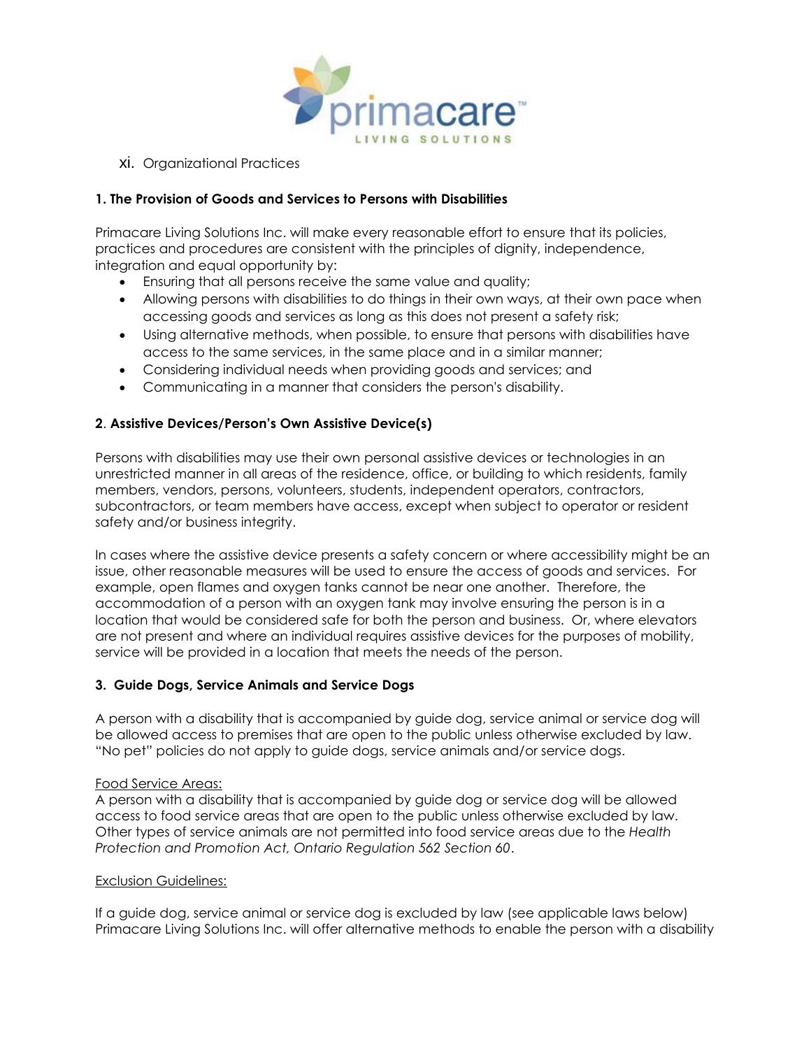xi. Organizational Practices

**1. The Provision of Goods and Services to Persons with Disabilities**

Primacare Living Solutions Inc. will make every reasonable effort to ensure that its policies, practices and procedures are consistent with the principles of dignity, independence, integration and equal opportunity by:

- Ensuring that all persons receive the same value and quality;
- Allowing persons with disabilities to do things in their own ways, at their own pace when accessing goods and services as long as this does not present a safety risk;
- Using alternative methods, when possible, to ensure that persons with disabilities have access to the same services, in the same place and in a similar manner;
- Considering individual needs when providing goods and services; and
- Communicating in a manner that considers the person's disability.

**2. Assistive Devices/Person's Own Assistive Device(s)**

Persons with disabilities may use their own personal assistive devices or technologies in an unrestricted manner in all areas of the residence, office, or building to which residents, family members, vendors, persons, volunteers, students, independent operators, contractors, subcontractors, or team members have access, except when subject to operator or resident safety and/or business integrity.

In cases where the assistive device presents a safety concern or where accessibility might be an issue, other reasonable measures will be used to ensure the access of goods and services. For example, open flames and oxygen tanks cannot be near one another. Therefore, the accommodation of a person with an oxygen tank may involve ensuring the person is in a location that would be considered safe for both the person and business. Or, where elevators are not present and where an individual requires assistive devices for the purposes of mobility, service will be provided in a location that meets the needs of the person.

**3. Guide Dogs, Service Animals and Service Dogs**

A person with a disability that is accompanied by guide dog, service animal or service dog will be allowed access to premises that are open to the public unless otherwise excluded by law. "No pet" policies do not apply to guide dogs, service animals and/or service dogs.

Food Service Areas:

A person with a disability that is accompanied by guide dog or service dog will be allowed access to food service areas that are open to the public unless otherwise excluded by law. Other types of service animals are not permitted into food service areas due to the *Health Protection and Promotion Act, Ontario Regulation 562 Section 60*.

Exclusion Guidelines:

If a guide dog, service animal or service dog is excluded by law (see applicable laws below) Primacare Living Solutions Inc. will offer alternative methods to enable the person with a disability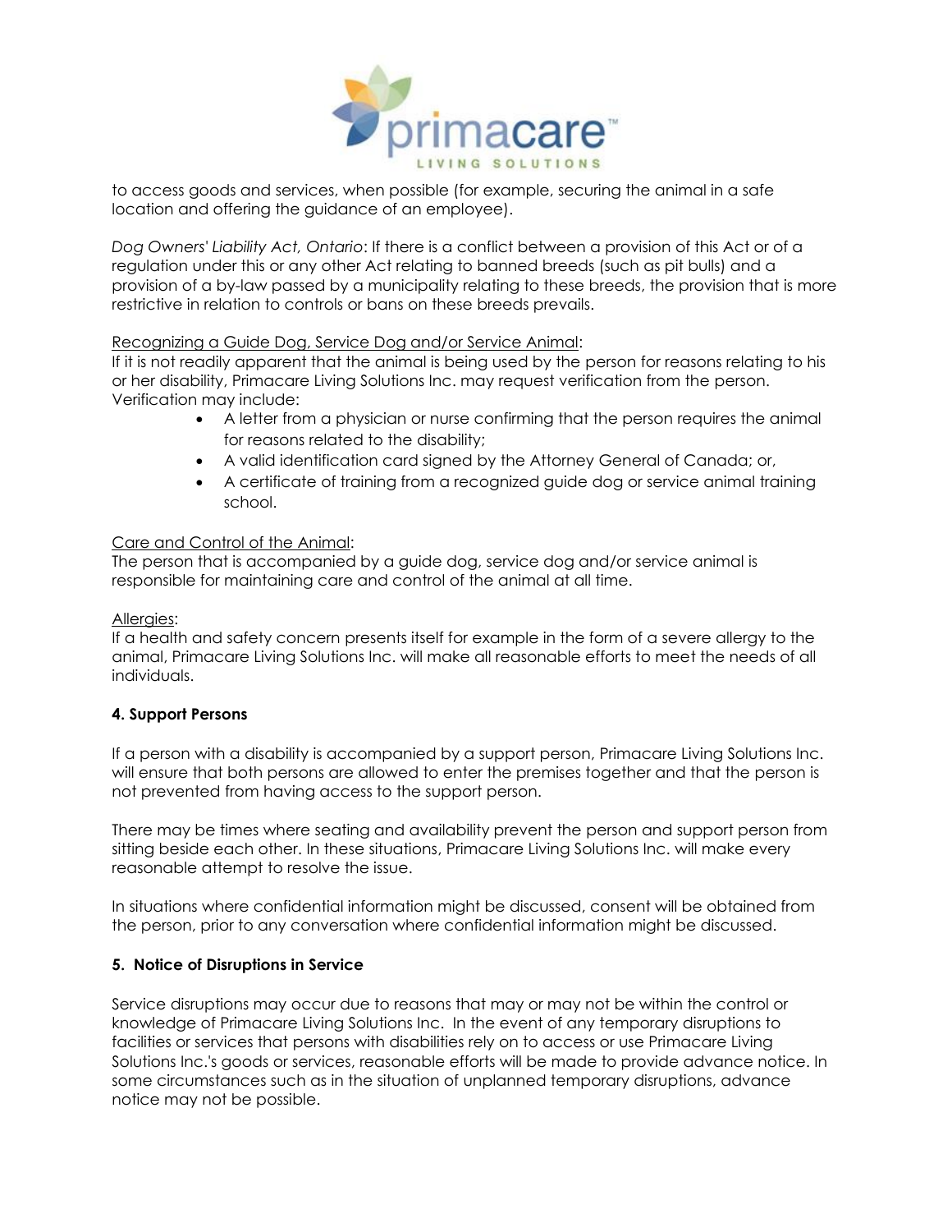to access goods and services, when possible (for example, securing the animal in a safe location and offering the guidance of an employee).

*Dog Owners' Liability Act, Ontario*: If there is a conflict between a provision of this Act or of a regulation under this or any other Act relating to banned breeds (such as pit bulls) and a provision of a by-law passed by a municipality relating to these breeds, the provision that is more restrictive in relation to controls or bans on these breeds prevails.

<u>Recognizing a Guide Dog, Service Dog and/or Service Animal</u>:
If it is not readily apparent that the animal is being used by the person for reasons relating to his or her disability, Primacare Living Solutions Inc. may request verification from the person. Verification may include:

- A letter from a physician or nurse confirming that the person requires the animal for reasons related to the disability;
- A valid identification card signed by the Attorney General of Canada; or,
- A certificate of training from a recognized guide dog or service animal training school.

<u>Care and Control of the Animal</u>:
The person that is accompanied by a guide dog, service dog and/or service animal is responsible for maintaining care and control of the animal at all time.

<u>Allergies</u>:
If a health and safety concern presents itself for example in the form of a severe allergy to the animal, Primacare Living Solutions Inc. will make all reasonable efforts to meet the needs of all individuals.

**4. Support Persons**

If a person with a disability is accompanied by a support person, Primacare Living Solutions Inc. will ensure that both persons are allowed to enter the premises together and that the person is not prevented from having access to the support person.

There may be times where seating and availability prevent the person and support person from sitting beside each other. In these situations, Primacare Living Solutions Inc. will make every reasonable attempt to resolve the issue.

In situations where confidential information might be discussed, consent will be obtained from the person, prior to any conversation where confidential information might be discussed.

**5. Notice of Disruptions in Service**

Service disruptions may occur due to reasons that may or may not be within the control or knowledge of Primacare Living Solutions Inc. In the event of any temporary disruptions to facilities or services that persons with disabilities rely on to access or use Primacare Living Solutions Inc.'s goods or services, reasonable efforts will be made to provide advance notice. In some circumstances such as in the situation of unplanned temporary disruptions, advance notice may not be possible.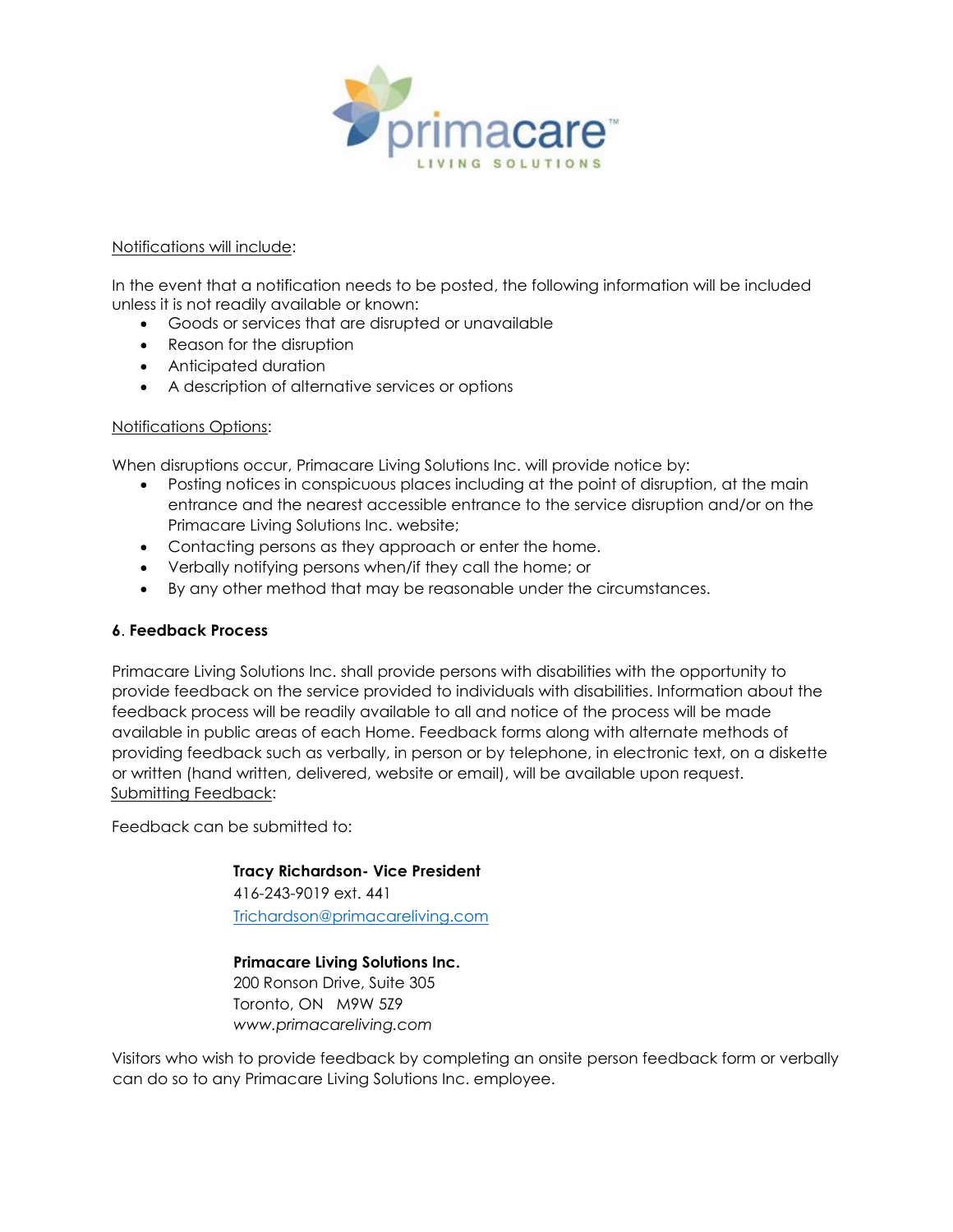Notifications will include:

In the event that a notification needs to be posted, the following information will be included unless it is not readily available or known:

- Goods or services that are disrupted or unavailable
- Reason for the disruption
- Anticipated duration
- A description of alternative services or options

Notifications Options:

When disruptions occur, Primacare Living Solutions Inc. will provide notice by:

- Posting notices in conspicuous places including at the point of disruption, at the main entrance and the nearest accessible entrance to the service disruption and/or on the Primacare Living Solutions Inc. website;
- Contacting persons as they approach or enter the home.
- Verbally notifying persons when/if they call the home; or
- By any other method that may be reasonable under the circumstances.

### 6. Feedback Process

Primacare Living Solutions Inc. shall provide persons with disabilities with the opportunity to provide feedback on the service provided to individuals with disabilities. Information about the feedback process will be readily available to all and notice of the process will be made available in public areas of each Home. Feedback forms along with alternate methods of providing feedback such as verbally, in person or by telephone, in electronic text, on a diskette or written (hand written, delivered, website or email), will be available upon request.

Submitting Feedback:

Feedback can be submitted to:

**Tracy Richardson- Vice President**
416-243-9019 ext. 441
Trichardson@primacareliving.com

**Primacare Living Solutions Inc.**
200 Ronson Drive, Suite 305
Toronto, ON M9W 5Z9
*www.primacareliving.com*

Visitors who wish to provide feedback by completing an onsite person feedback form or verbally can do so to any Primacare Living Solutions Inc. employee.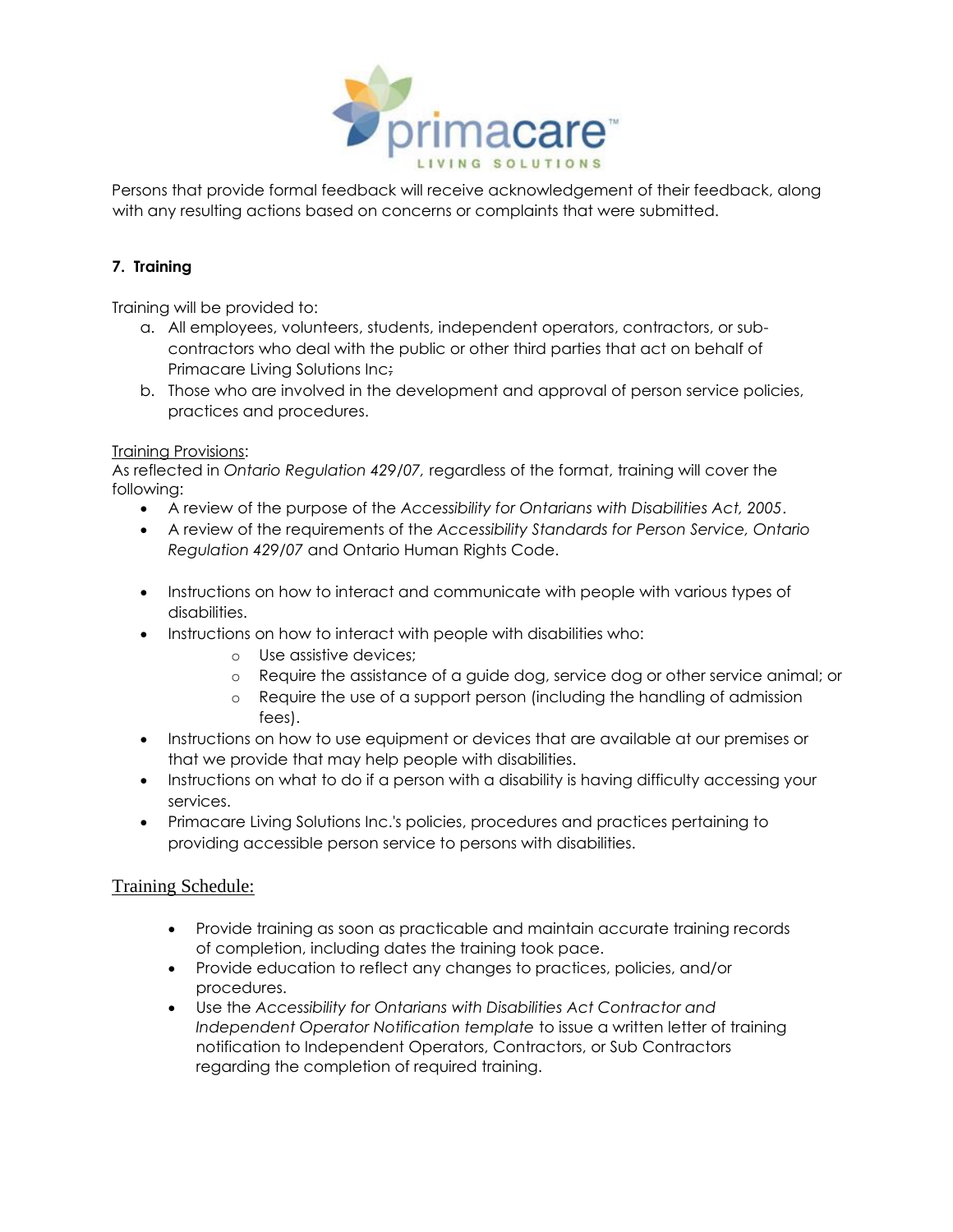Persons that provide formal feedback will receive acknowledgement of their feedback, along with any resulting actions based on concerns or complaints that were submitted.

**7. Training**

Training will be provided to:

a. All employees, volunteers, students, independent operators, contractors, or sub-contractors who deal with the public or other third parties that act on behalf of Primacare Living Solutions Inc;
b. Those who are involved in the development and approval of person service policies, practices and procedures.

Training Provisions:
As reflected in *Ontario Regulation 429/07,* regardless of the format, training will cover the following:

- A review of the purpose of the *Accessibility for Ontarians with Disabilities Act, 2005*.
- A review of the requirements of the *Accessibility Standards for Person Service, Ontario Regulation 429/07* and Ontario Human Rights Code.
- Instructions on how to interact and communicate with people with various types of disabilities.
- Instructions on how to interact with people with disabilities who:
  - Use assistive devices;
  - Require the assistance of a guide dog, service dog or other service animal; or
  - Require the use of a support person (including the handling of admission fees).
- Instructions on how to use equipment or devices that are available at our premises or that we provide that may help people with disabilities.
- Instructions on what to do if a person with a disability is having difficulty accessing your services.
- Primacare Living Solutions Inc.'s policies, procedures and practices pertaining to providing accessible person service to persons with disabilities.

Training Schedule:

- Provide training as soon as practicable and maintain accurate training records of completion, including dates the training took pace.
- Provide education to reflect any changes to practices, policies, and/or procedures.
- Use the *Accessibility for Ontarians with Disabilities Act Contractor and Independent Operator Notification template* to issue a written letter of training notification to Independent Operators, Contractors, or Sub Contractors regarding the completion of required training.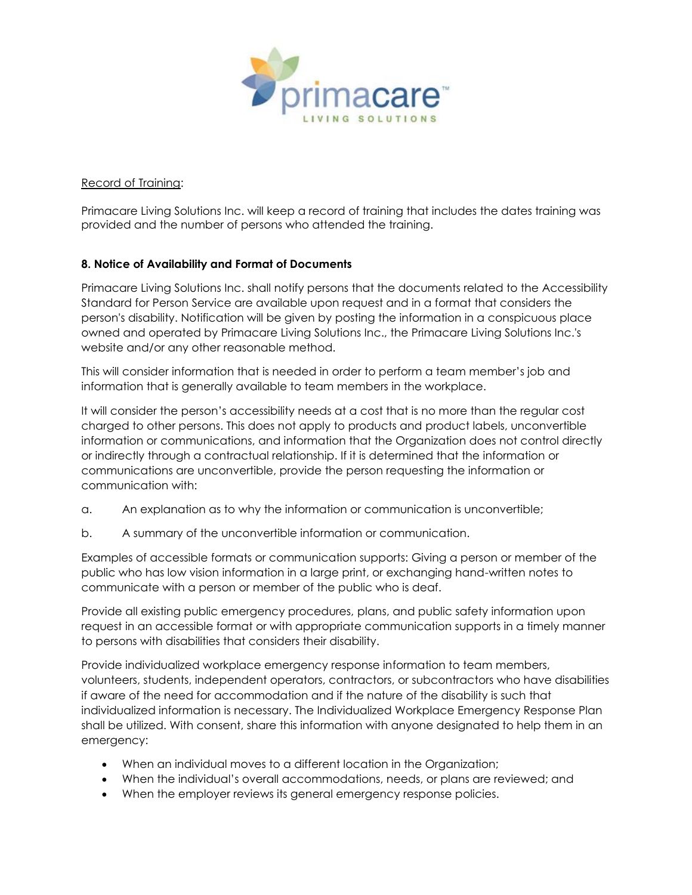Record of Training:

Primacare Living Solutions Inc. will keep a record of training that includes the dates training was provided and the number of persons who attended the training.

**8. Notice of Availability and Format of Documents**

Primacare Living Solutions Inc. shall notify persons that the documents related to the Accessibility Standard for Person Service are available upon request and in a format that considers the person's disability. Notification will be given by posting the information in a conspicuous place owned and operated by Primacare Living Solutions Inc., the Primacare Living Solutions Inc.'s website and/or any other reasonable method.

This will consider information that is needed in order to perform a team member's job and information that is generally available to team members in the workplace.

It will consider the person's accessibility needs at a cost that is no more than the regular cost charged to other persons. This does not apply to products and product labels, unconvertible information or communications, and information that the Organization does not control directly or indirectly through a contractual relationship. If it is determined that the information or communications are unconvertible, provide the person requesting the information or communication with:

a. An explanation as to why the information or communication is unconvertible;

b. A summary of the unconvertible information or communication.

Examples of accessible formats or communication supports: Giving a person or member of the public who has low vision information in a large print, or exchanging hand-written notes to communicate with a person or member of the public who is deaf.

Provide all existing public emergency procedures, plans, and public safety information upon request in an accessible format or with appropriate communication supports in a timely manner to persons with disabilities that considers their disability.

Provide individualized workplace emergency response information to team members, volunteers, students, independent operators, contractors, or subcontractors who have disabilities if aware of the need for accommodation and if the nature of the disability is such that individualized information is necessary. The Individualized Workplace Emergency Response Plan shall be utilized. With consent, share this information with anyone designated to help them in an emergency:

- When an individual moves to a different location in the Organization;
- When the individual's overall accommodations, needs, or plans are reviewed; and
- When the employer reviews its general emergency response policies.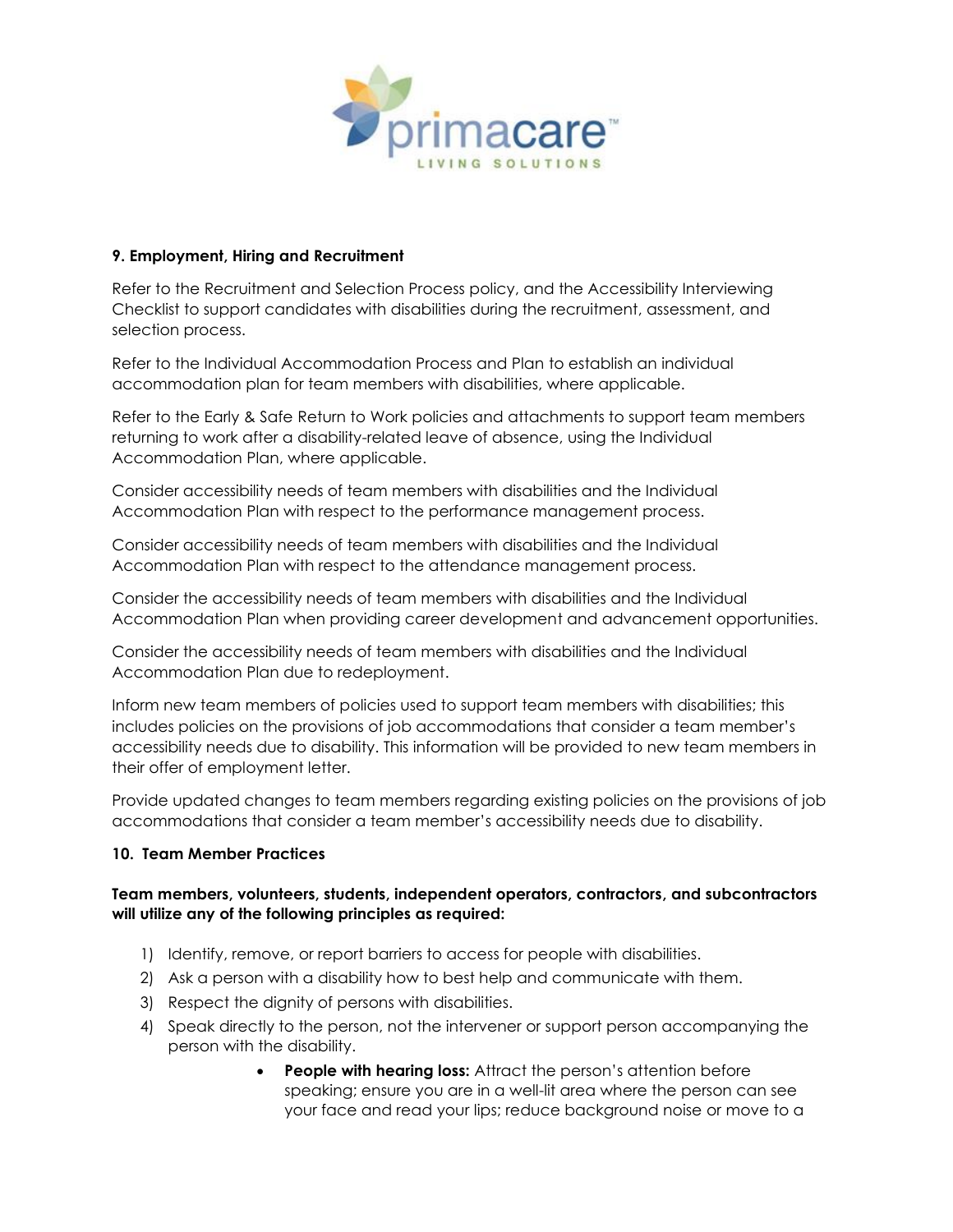### 9. Employment, Hiring and Recruitment

Refer to the Recruitment and Selection Process policy, and the Accessibility Interviewing Checklist to support candidates with disabilities during the recruitment, assessment, and selection process.

Refer to the Individual Accommodation Process and Plan to establish an individual accommodation plan for team members with disabilities, where applicable.

Refer to the Early & Safe Return to Work policies and attachments to support team members returning to work after a disability-related leave of absence, using the Individual Accommodation Plan, where applicable.

Consider accessibility needs of team members with disabilities and the Individual Accommodation Plan with respect to the performance management process.

Consider accessibility needs of team members with disabilities and the Individual Accommodation Plan with respect to the attendance management process.

Consider the accessibility needs of team members with disabilities and the Individual Accommodation Plan when providing career development and advancement opportunities.

Consider the accessibility needs of team members with disabilities and the Individual Accommodation Plan due to redeployment.

Inform new team members of policies used to support team members with disabilities; this includes policies on the provisions of job accommodations that consider a team member's accessibility needs due to disability. This information will be provided to new team members in their offer of employment letter.

Provide updated changes to team members regarding existing policies on the provisions of job accommodations that consider a team member's accessibility needs due to disability.

### 10. Team Member Practices

**Team members, volunteers, students, independent operators, contractors, and subcontractors will utilize any of the following principles as required:**

1) Identify, remove, or report barriers to access for people with disabilities.
2) Ask a person with a disability how to best help and communicate with them.
3) Respect the dignity of persons with disabilities.
4) Speak directly to the person, not the intervener or support person accompanying the person with the disability.
    - **People with hearing loss:** Attract the person's attention before speaking; ensure you are in a well-lit area where the person can see your face and read your lips; reduce background noise or move to a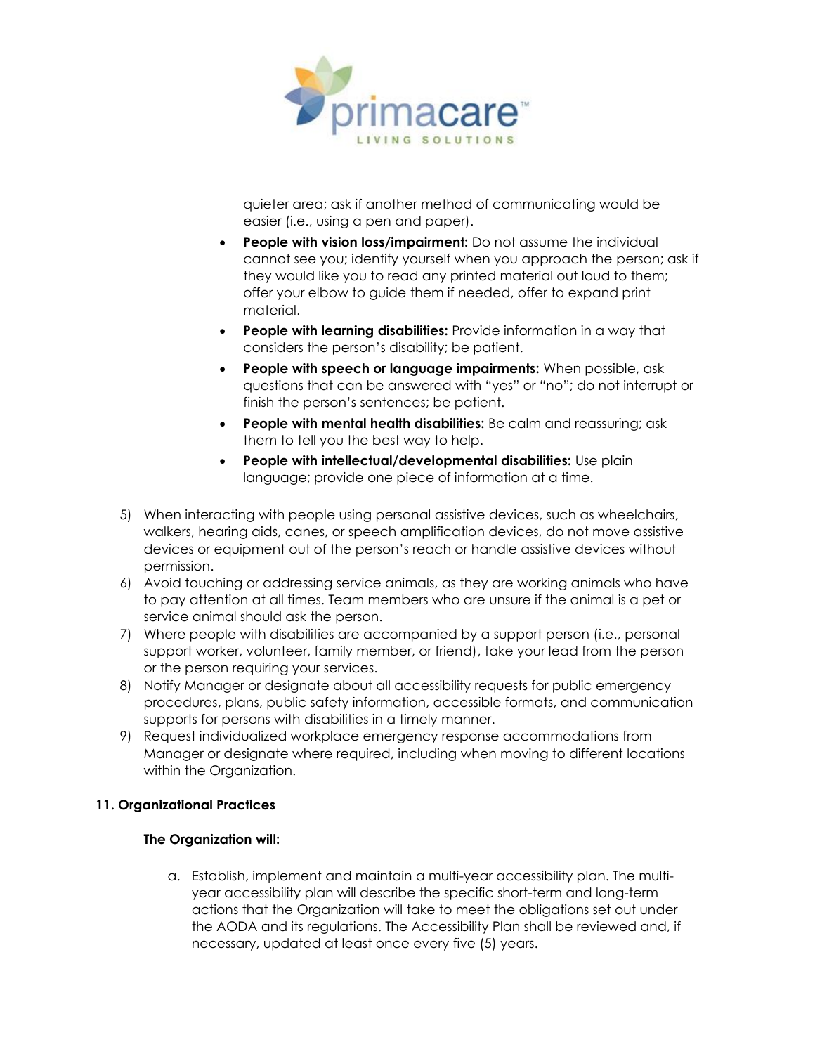quieter area; ask if another method of communicating would be easier (i.e., using a pen and paper).

- **People with vision loss/impairment:** Do not assume the individual cannot see you; identify yourself when you approach the person; ask if they would like you to read any printed material out loud to them; offer your elbow to guide them if needed, offer to expand print material.
- **People with learning disabilities:** Provide information in a way that considers the person's disability; be patient.
- **People with speech or language impairments:** When possible, ask questions that can be answered with "yes" or "no"; do not interrupt or finish the person's sentences; be patient.
- **People with mental health disabilities:** Be calm and reassuring; ask them to tell you the best way to help.
- **People with intellectual/developmental disabilities:** Use plain language; provide one piece of information at a time.

5) When interacting with people using personal assistive devices, such as wheelchairs, walkers, hearing aids, canes, or speech amplification devices, do not move assistive devices or equipment out of the person's reach or handle assistive devices without permission.
6) Avoid touching or addressing service animals, as they are working animals who have to pay attention at all times. Team members who are unsure if the animal is a pet or service animal should ask the person.
7) Where people with disabilities are accompanied by a support person (i.e., personal support worker, volunteer, family member, or friend), take your lead from the person or the person requiring your services.
8) Notify Manager or designate about all accessibility requests for public emergency procedures, plans, public safety information, accessible formats, and communication supports for persons with disabilities in a timely manner.
9) Request individualized workplace emergency response accommodations from Manager or designate where required, including when moving to different locations within the Organization.

## 11. Organizational Practices

**The Organization will:**

a. Establish, implement and maintain a multi-year accessibility plan. The multi-year accessibility plan will describe the specific short-term and long-term actions that the Organization will take to meet the obligations set out under the AODA and its regulations. The Accessibility Plan shall be reviewed and, if necessary, updated at least once every five (5) years.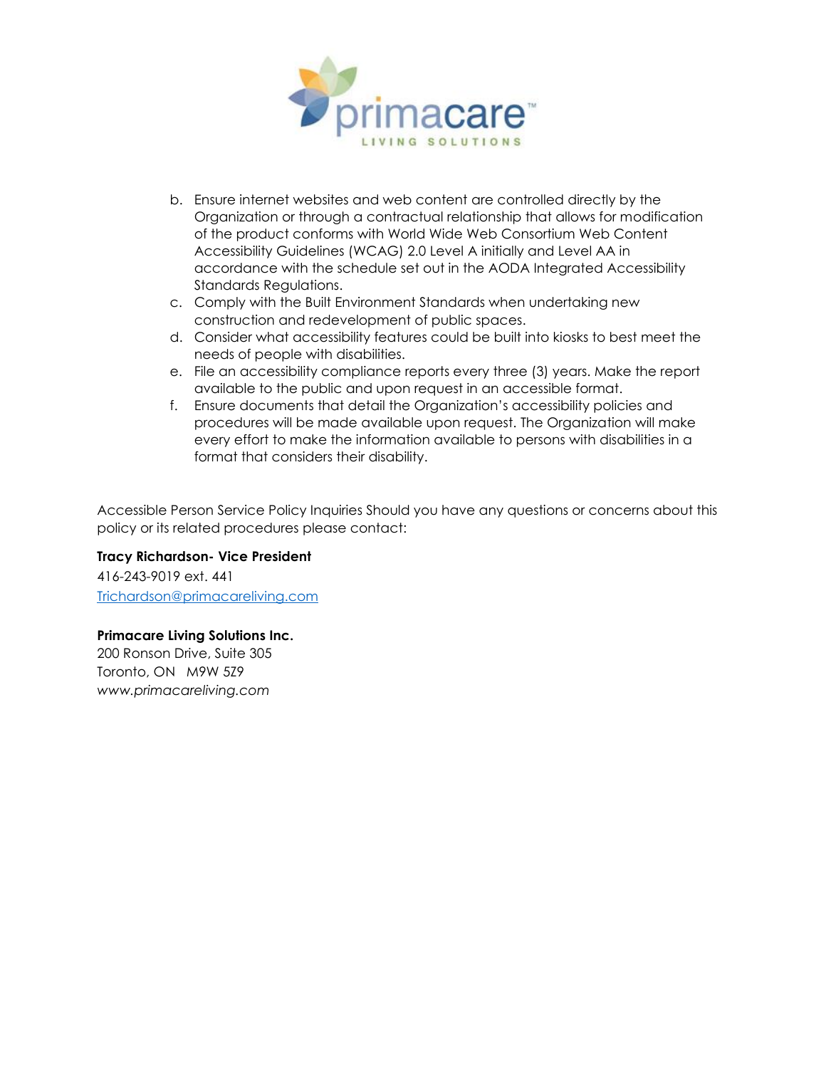b. Ensure internet websites and web content are controlled directly by the Organization or through a contractual relationship that allows for modification of the product conforms with World Wide Web Consortium Web Content Accessibility Guidelines (WCAG) 2.0 Level A initially and Level AA in accordance with the schedule set out in the AODA Integrated Accessibility Standards Regulations.
c. Comply with the Built Environment Standards when undertaking new construction and redevelopment of public spaces.
d. Consider what accessibility features could be built into kiosks to best meet the needs of people with disabilities.
e. File an accessibility compliance reports every three (3) years. Make the report available to the public and upon request in an accessible format.
f. Ensure documents that detail the Organization's accessibility policies and procedures will be made available upon request. The Organization will make every effort to make the information available to persons with disabilities in a format that considers their disability.

Accessible Person Service Policy Inquiries Should you have any questions or concerns about this policy or its related procedures please contact:

**Tracy Richardson- Vice President**
416-243-9019 ext. 441
Trichardson@primacareliving.com

**Primacare Living Solutions Inc.**
200 Ronson Drive, Suite 305
Toronto, ON M9W 5Z9
*www.primacareliving.com*